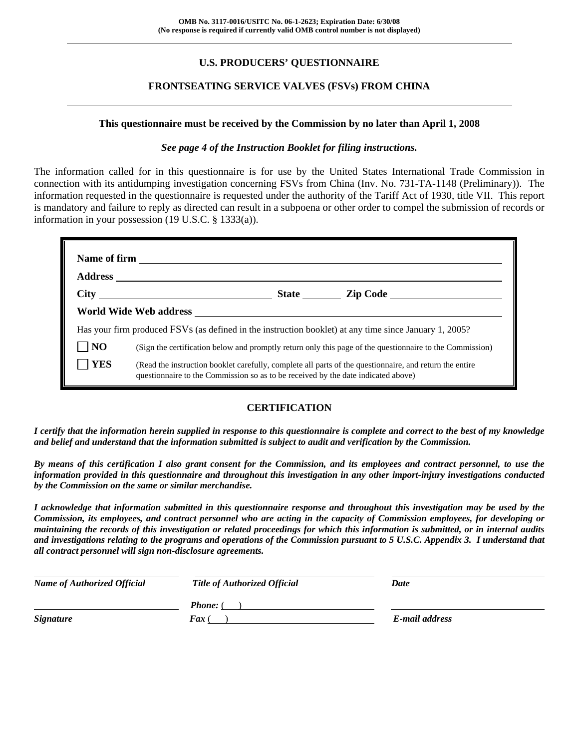OMB No. 3117-0016/USITC No. 06-1-2623; Expiration Date: 6/30/08
(No response is required if currently valid OMB control number is not displayed)

# U.S. PRODUCERS' QUESTIONNAIRE

## FRONTSEATING SERVICE VALVES (FSVs) FROM CHINA

**This questionnaire must be received by the Commission by no later than April 1, 2008**

***See page 4 of the Instruction Booklet for filing instructions.***

The information called for in this questionnaire is for use by the United States International Trade Commission in connection with its antidumping investigation concerning FSVs from China (Inv. No. 731-TA-1148 (Preliminary)). The information requested in the questionnaire is requested under the authority of the Tariff Act of 1930, title VII. This report is mandatory and failure to reply as directed can result in a subpoena or other order to compel the submission of records or information in your possession (19 U.S.C. § 1333(a)).

**Name of firm** ____________________

**Address** ____________________

**City** ____________________ **State** ________ **Zip Code** ____________________

**World Wide Web address** ____________________

Has your firm produced FSVs (as defined in the instruction booklet) at any time since January 1, 2005?

☐ **NO** (Sign the certification below and promptly return only this page of the questionnaire to the Commission)

☐ **YES** (Read the instruction booklet carefully, complete all parts of the questionnaire, and return the entire questionnaire to the Commission so as to be received by the date indicated above)

## CERTIFICATION

***I certify that the information herein supplied in response to this questionnaire is complete and correct to the best of my knowledge and belief and understand that the information submitted is subject to audit and verification by the Commission.***

***By means of this certification I also grant consent for the Commission, and its employees and contract personnel, to use the information provided in this questionnaire and throughout this investigation in any other import-injury investigations conducted by the Commission on the same or similar merchandise.***

***I acknowledge that information submitted in this questionnaire response and throughout this investigation may be used by the Commission, its employees, and contract personnel who are acting in the capacity of Commission employees, for developing or maintaining the records of this investigation or related proceedings for which this information is submitted, or in internal audits and investigations relating to the programs and operations of the Commission pursuant to 5 U.S.C. Appendix 3. I understand that all contract personnel will sign non-disclosure agreements.***

| ____________________ | ____________________ | ____________________ |
|---|---|---|
| ***Name of Authorized Official*** | ***Title of Authorized Official*** | ***Date*** |
| ____________________ | ***Phone:*** ( ) ____________________ | ____________________ |
| ***Signature*** | ***Fax*** ( ) ____________________ | ***E-mail address*** |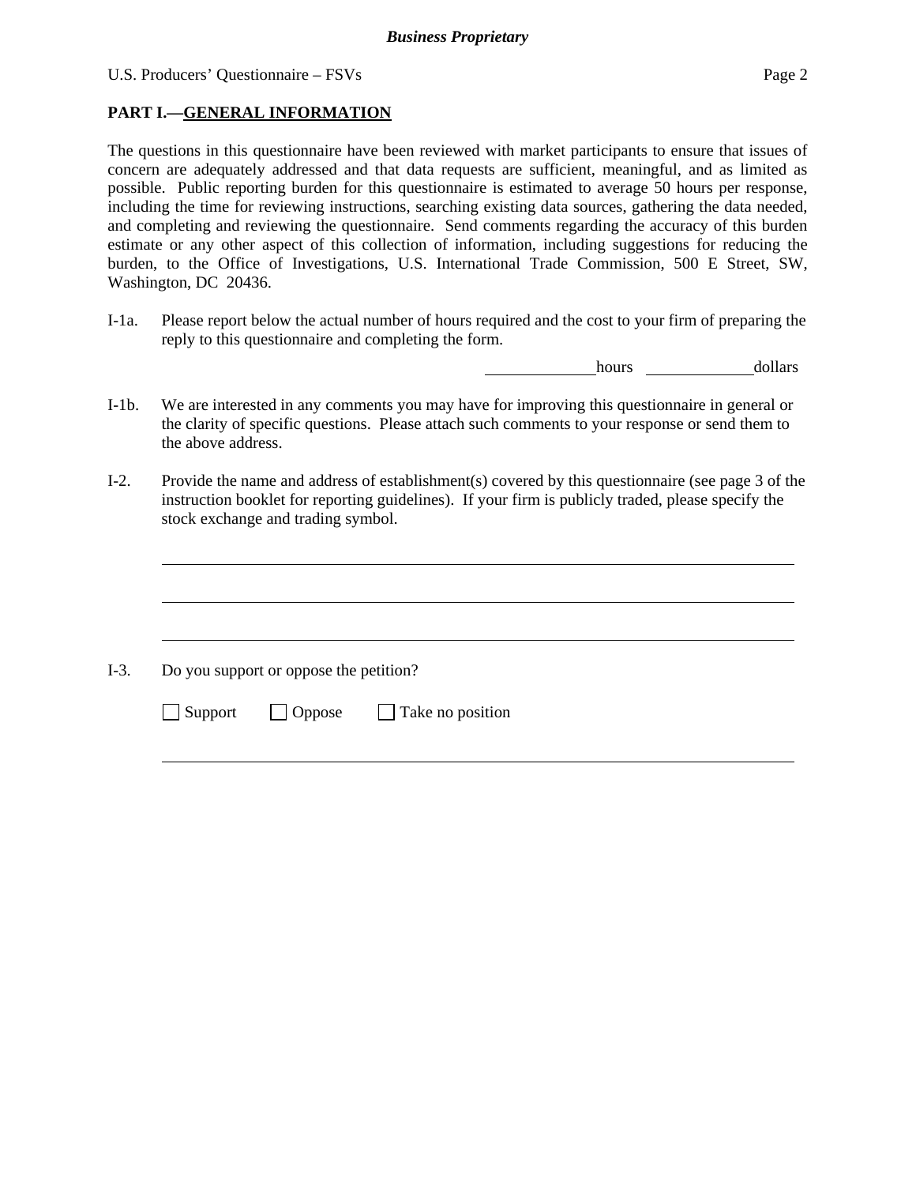## PART I.—GENERAL INFORMATION

The questions in this questionnaire have been reviewed with market participants to ensure that issues of concern are adequately addressed and that data requests are sufficient, meaningful, and as limited as possible. Public reporting burden for this questionnaire is estimated to average 50 hours per response, including the time for reviewing instructions, searching existing data sources, gathering the data needed, and completing and reviewing the questionnaire. Send comments regarding the accuracy of this burden estimate or any other aspect of this collection of information, including suggestions for reducing the burden, to the Office of Investigations, U.S. International Trade Commission, 500 E Street, SW, Washington, DC 20436.

I-1a. Please report below the actual number of hours required and the cost to your firm of preparing the reply to this questionnaire and completing the form.

_____________ hours _____________ dollars

I-1b. We are interested in any comments you may have for improving this questionnaire in general or the clarity of specific questions. Please attach such comments to your response or send them to the above address.

I-2. Provide the name and address of establishment(s) covered by this questionnaire (see page 3 of the instruction booklet for reporting guidelines). If your firm is publicly traded, please specify the stock exchange and trading symbol.

______________________________________________________________________

______________________________________________________________________

______________________________________________________________________

I-3. Do you support or oppose the petition?

☐ Support ☐ Oppose ☐ Take no position

______________________________________________________________________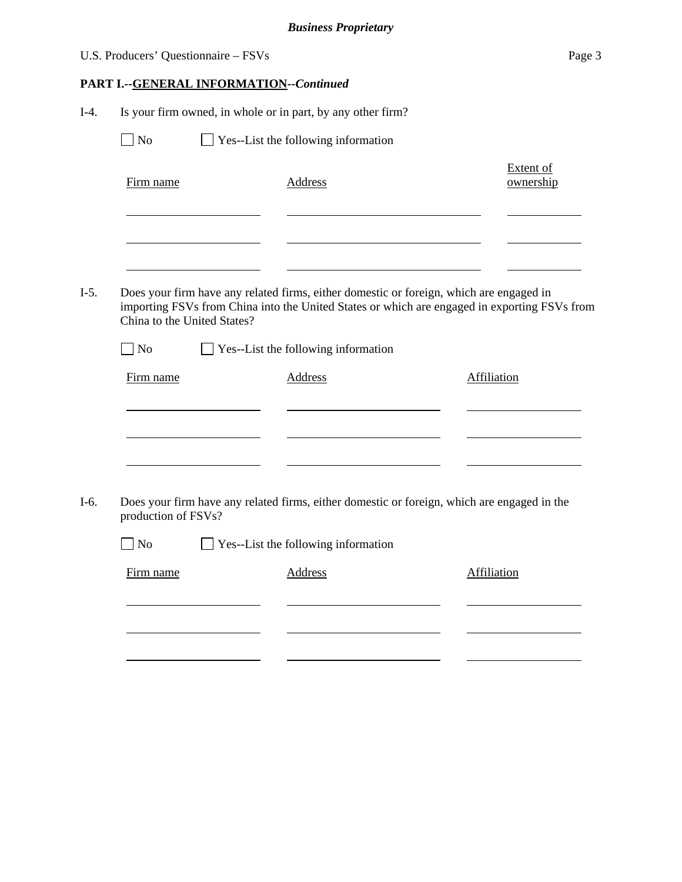**PART I.--GENERAL INFORMATION--*Continued***

I-4. Is your firm owned, in whole or in part, by any other firm?

☐ No ☐ Yes--List the following information

| Firm name | Address | Extent of ownership |
|---|---|---|
| | | |
| | | |
| | | |

I-5. Does your firm have any related firms, either domestic or foreign, which are engaged in importing FSVs from China into the United States or which are engaged in exporting FSVs from China to the United States?

☐ No ☐ Yes--List the following information

| Firm name | Address | Affiliation |
|---|---|---|
| | | |
| | | |
| | | |

I-6. Does your firm have any related firms, either domestic or foreign, which are engaged in the production of FSVs?

☐ No ☐ Yes--List the following information

| Firm name | Address | Affiliation |
|---|---|---|
| | | |
| | | |
| | | |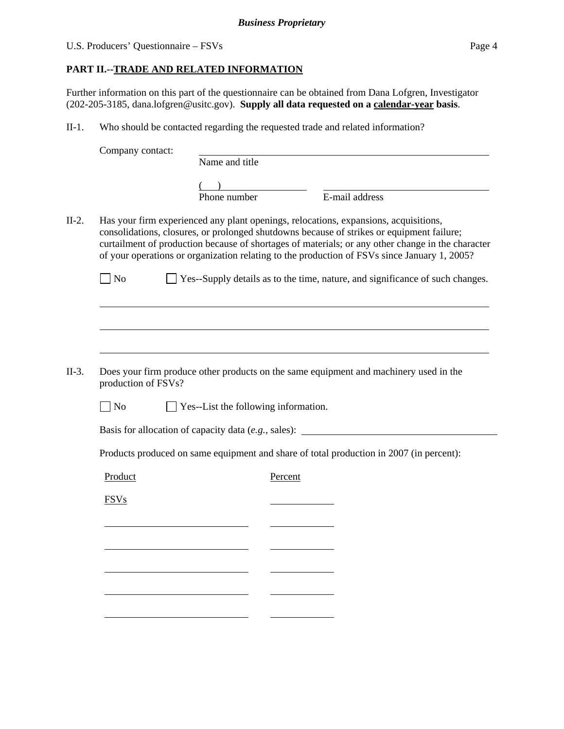## PART II.--TRADE AND RELATED INFORMATION

Further information on this part of the questionnaire can be obtained from Dana Lofgren, Investigator (202-205-3185, dana.lofgren@usitc.gov). **Supply all data requested on a calendar-year basis**.

II-1. Who should be contacted regarding the requested trade and related information?

Company contact: ______________________________
Name and title

(    ) ______________ ______________________
Phone number E-mail address

II-2. Has your firm experienced any plant openings, relocations, expansions, acquisitions, consolidations, closures, or prolonged shutdowns because of strikes or equipment failure; curtailment of production because of shortages of materials; or any other change in the character of your operations or organization relating to the production of FSVs since January 1, 2005?

☐ No ☐ Yes--Supply details as to the time, nature, and significance of such changes.

______________________________

______________________________

______________________________

II-3. Does your firm produce other products on the same equipment and machinery used in the production of FSVs?

☐ No ☐ Yes--List the following information.

Basis for allocation of capacity data (*e.g.*, sales): ______________________

Products produced on same equipment and share of total production in 2007 (in percent):

| Product | Percent |
| --- | --- |
| FSVs | |
| | |
| | |
| | |
| | |
| | |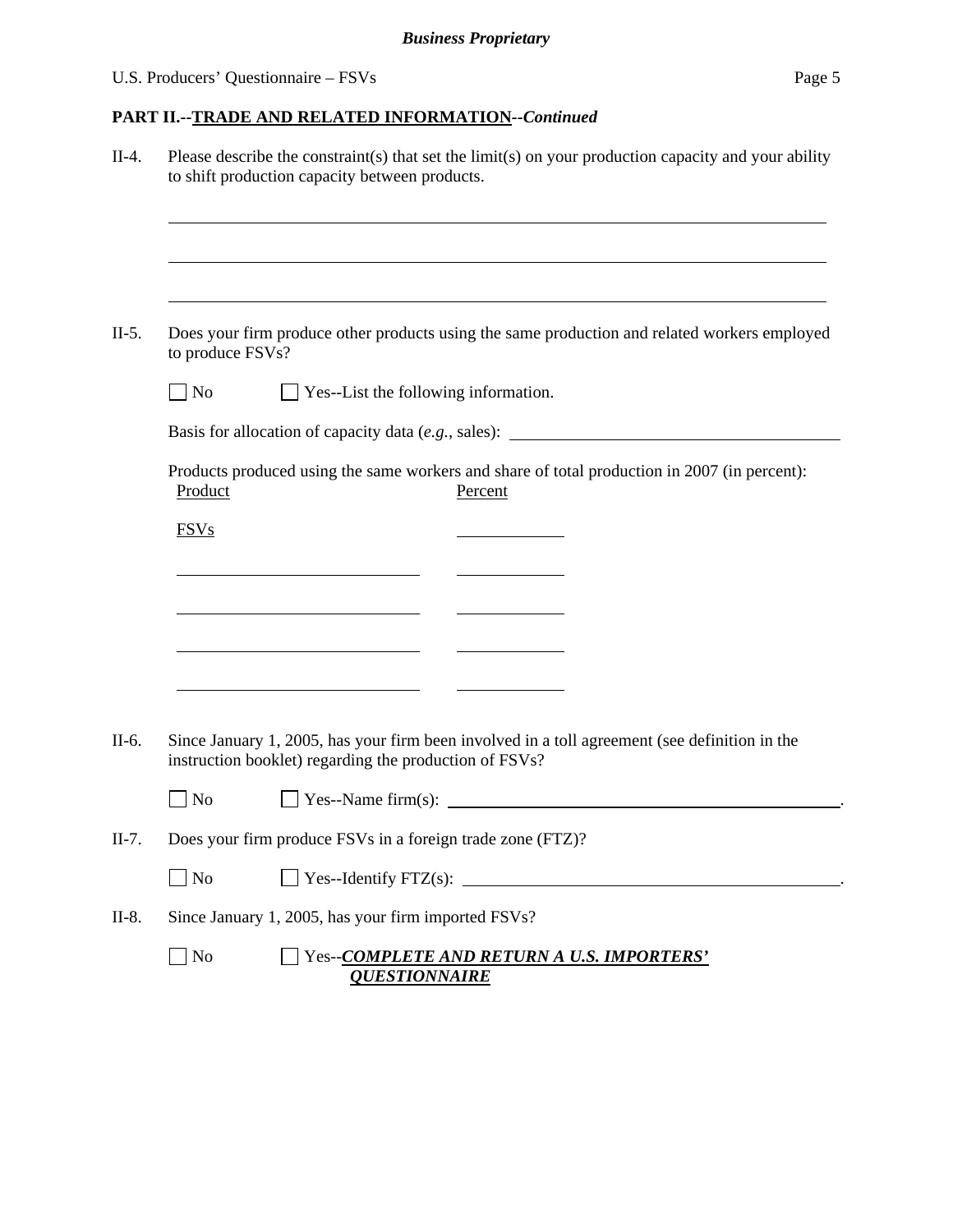**PART II.--TRADE AND RELATED INFORMATION--*Continued***

II-4. Please describe the constraint(s) that set the limit(s) on your production capacity and your ability to shift production capacity between products.

______________________________________________________________________

______________________________________________________________________

______________________________________________________________________

II-5. Does your firm produce other products using the same production and related workers employed to produce FSVs?

☐ No ☐ Yes--List the following information.

Basis for allocation of capacity data (*e.g.*, sales): ____________________

Products produced using the same workers and share of total production in 2007 (in percent):

| Product | Percent |
|---|---|
| FSVs | ________ |
| ____________________ | ________ |
| ____________________ | ________ |
| ____________________ | ________ |
| ____________________ | ________ |

II-6. Since January 1, 2005, has your firm been involved in a toll agreement (see definition in the instruction booklet) regarding the production of FSVs?

☐ No ☐ Yes--Name firm(s): ____________________.

II-7. Does your firm produce FSVs in a foreign trade zone (FTZ)?

☐ No ☐ Yes--Identify FTZ(s): ____________________.

II-8. Since January 1, 2005, has your firm imported FSVs?

☐ No ☐ Yes--***COMPLETE AND RETURN A U.S. IMPORTERS' QUESTIONNAIRE***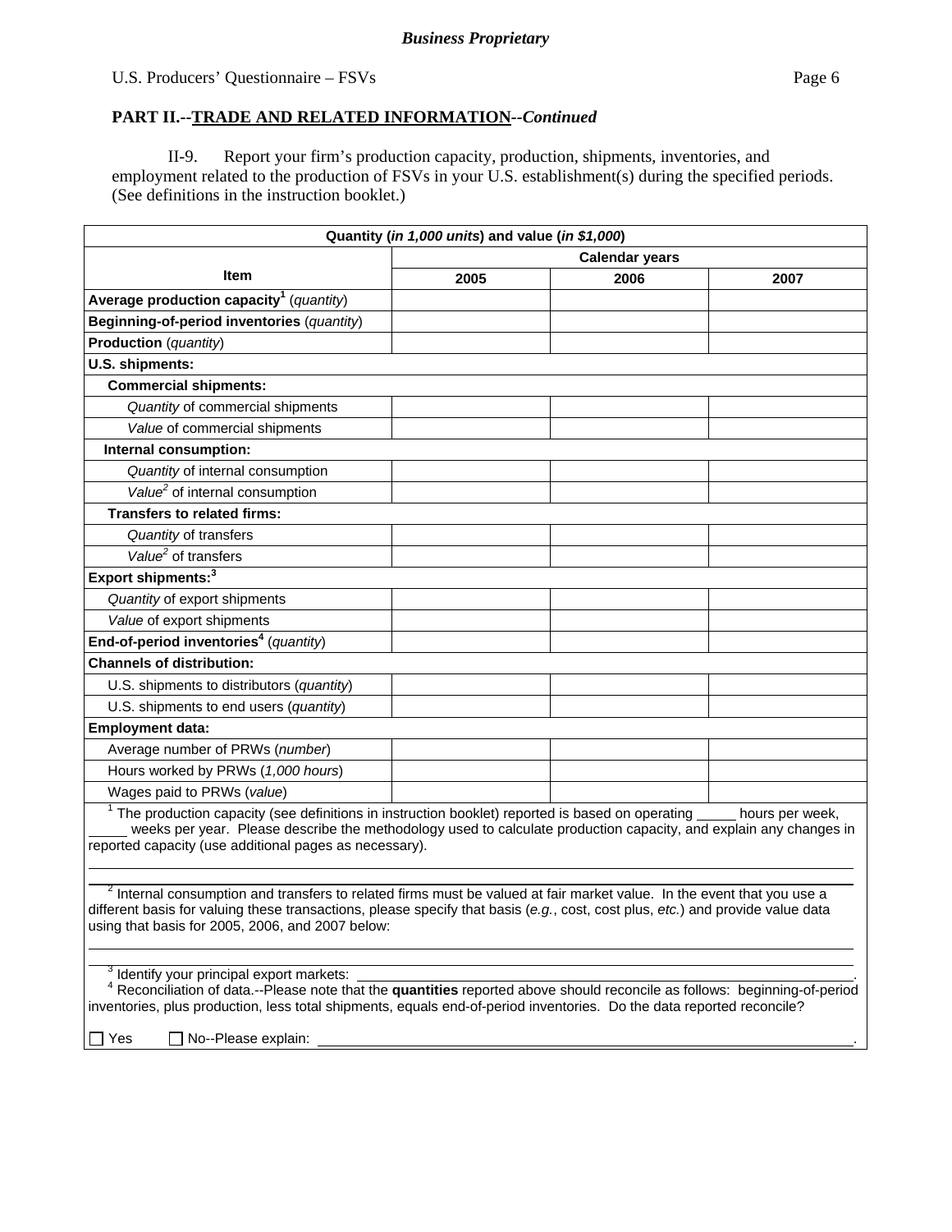**Business Proprietary**

U.S. Producers' Questionnaire – FSVs

## PART II.--TRADE AND RELATED INFORMATION--*Continued*

II-9. Report your firm's production capacity, production, shipments, inventories, and employment related to the production of FSVs in your U.S. establishment(s) during the specified periods. (See definitions in the instruction booklet.)

| Quantity (*in 1,000 units*) and value (*in $1,000*) | | | |
|---|---|---|---|
| **Item** | **Calendar years** | | |
| | **2005** | **2006** | **2007** |
| **Average production capacity**[1] (*quantity*) | | | |
| **Beginning-of-period inventories** (*quantity*) | | | |
| **Production** (*quantity*) | | | |
| **U.S. shipments:** | | | |
| **Commercial shipments:** | | | |
| *Quantity* of commercial shipments | | | |
| *Value* of commercial shipments | | | |
| **Internal consumption:** | | | |
| *Quantity* of internal consumption | | | |
| *Value*[2] of internal consumption | | | |
| **Transfers to related firms:** | | | |
| *Quantity* of transfers | | | |
| *Value*[2] of transfers | | | |
| **Export shipments:**[3] | | | |
| *Quantity* of export shipments | | | |
| *Value* of export shipments | | | |
| **End-of-period inventories**[4] (*quantity*) | | | |
| **Channels of distribution:** | | | |
| U.S. shipments to distributors (*quantity*) | | | |
| U.S. shipments to end users (*quantity*) | | | |
| **Employment data:** | | | |
| Average number of PRWs (*number*) | | | |
| Hours worked by PRWs (*1,000 hours*) | | | |
| Wages paid to PRWs (*value*) | | | |

[1] The production capacity (see definitions in instruction booklet) reported is based on operating _____ hours per week, _____ weeks per year. Please describe the methodology used to calculate production capacity, and explain any changes in reported capacity (use additional pages as necessary).

______________________________________________________________________

[2] Internal consumption and transfers to related firms must be valued at fair market value. In the event that you use a different basis for valuing these transactions, please specify that basis (*e.g.*, cost, cost plus, *etc.*) and provide value data using that basis for 2005, 2006, and 2007 below:

______________________________________________________________________

[3] Identify your principal export markets: ______________________________________________.

[4] Reconciliation of data.--Please note that the **quantities** reported above should reconcile as follows: beginning-of-period inventories, plus production, less total shipments, equals end-of-period inventories. Do the data reported reconcile?

☐ Yes ☐ No--Please explain: ______________________________________________.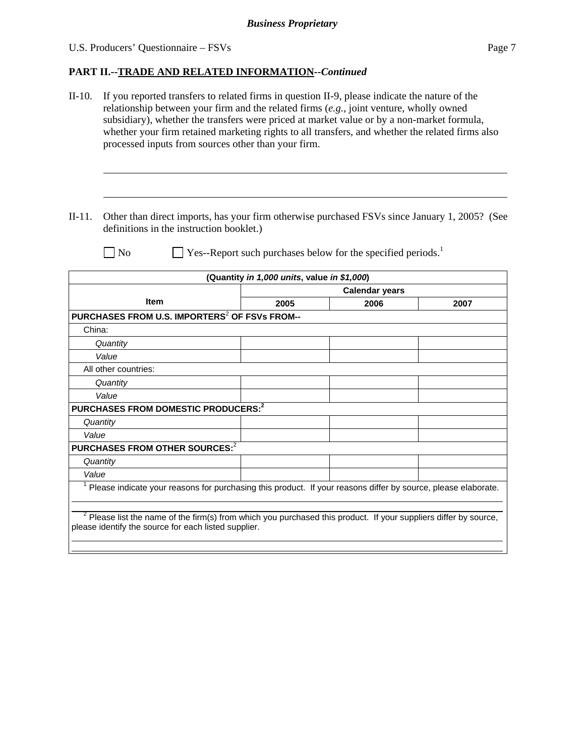**Business Proprietary**

U.S. Producers' Questionnaire – FSVs

## PART II.--TRADE AND RELATED INFORMATION--*Continued*

II-10. If you reported transfers to related firms in question II-9, please indicate the nature of the relationship between your firm and the related firms (*e.g.*, joint venture, wholly owned subsidiary), whether the transfers were priced at market value or by a non-market formula, whether your firm retained marketing rights to all transfers, and whether the related firms also processed inputs from sources other than your firm.

______________________________________________________________________

______________________________________________________________________

II-11. Other than direct imports, has your firm otherwise purchased FSVs since January 1, 2005? (See definitions in the instruction booklet.)

☐ No ☐ Yes--Report such purchases below for the specified periods.[1]

| (Quantity *in 1,000 units*, value *in $1,000*) | | | |
|---|---|---|---|
| Item | Calendar years | | |
| | 2005 | 2006 | 2007 |
| **PURCHASES FROM U.S. IMPORTERS[2] OF FSVs FROM--** | | | |
| China: | | | |
| *Quantity* | | | |
| *Value* | | | |
| All other countries: | | | |
| *Quantity* | | | |
| *Value* | | | |
| **PURCHASES FROM DOMESTIC PRODUCERS:[2]** | | | |
| *Quantity* | | | |
| *Value* | | | |
| **PURCHASES FROM OTHER SOURCES:[2]** | | | |
| *Quantity* | | | |
| *Value* | | | |

[1] Please indicate your reasons for purchasing this product. If your reasons differ by source, please elaborate.

______________________________________________________________________

[2] Please list the name of the firm(s) from which you purchased this product. If your suppliers differ by source, please identify the source for each listed supplier.

______________________________________________________________________

______________________________________________________________________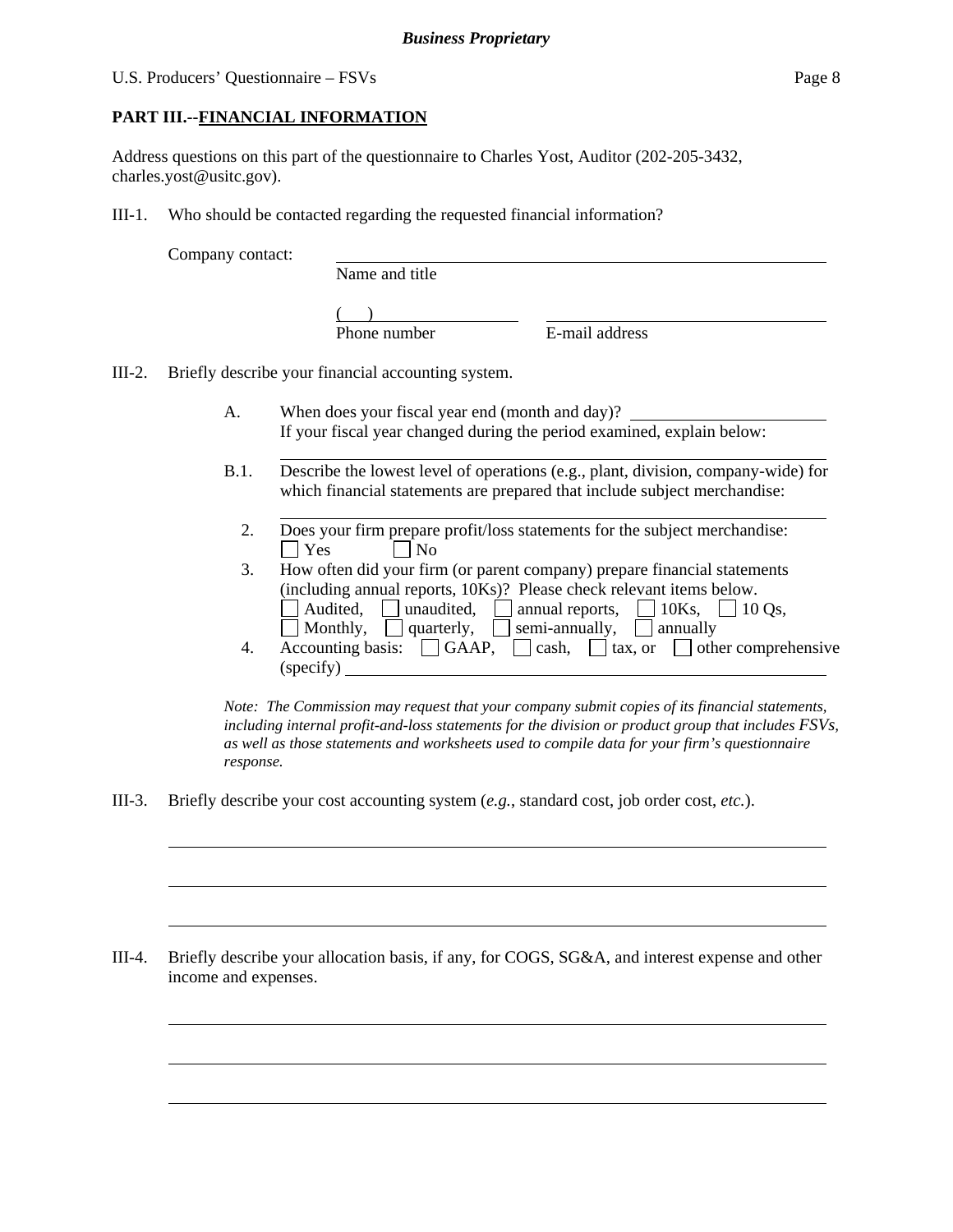**Business Proprietary**

## PART III.--FINANCIAL INFORMATION

Address questions on this part of the questionnaire to Charles Yost, Auditor (202-205-3432, charles.yost@usitc.gov).

III-1. Who should be contacted regarding the requested financial information?

Company contact: ________________________________________
Name and title

(     ) ____________________     ________________________________
Phone number     E-mail address

III-2. Briefly describe your financial accounting system.

A. When does your fiscal year end (month and day)? ____________________
If your fiscal year changed during the period examined, explain below:
________________________________________________________________

B.1. Describe the lowest level of operations (e.g., plant, division, company-wide) for which financial statements are prepared that include subject merchandise:
________________________________________________________________

2. Does your firm prepare profit/loss statements for the subject merchandise:
☐ Yes ☐ No

3. How often did your firm (or parent company) prepare financial statements (including annual reports, 10Ks)? Please check relevant items below.
☐ Audited, ☐ unaudited, ☐ annual reports, ☐ 10Ks, ☐ 10 Qs,
☐ Monthly, ☐ quarterly, ☐ semi-annually, ☐ annually

4. Accounting basis: ☐ GAAP, ☐ cash, ☐ tax, or ☐ other comprehensive (specify) ________________________________________

*Note: The Commission may request that your company submit copies of its financial statements, including internal profit-and-loss statements for the division or product group that includes FSVs, as well as those statements and worksheets used to compile data for your firm's questionnaire response.*

III-3. Briefly describe your cost accounting system (*e.g.*, standard cost, job order cost, *etc.*).

________________________________________________________________
________________________________________________________________
________________________________________________________________

III-4. Briefly describe your allocation basis, if any, for COGS, SG&A, and interest expense and other income and expenses.

________________________________________________________________
________________________________________________________________
________________________________________________________________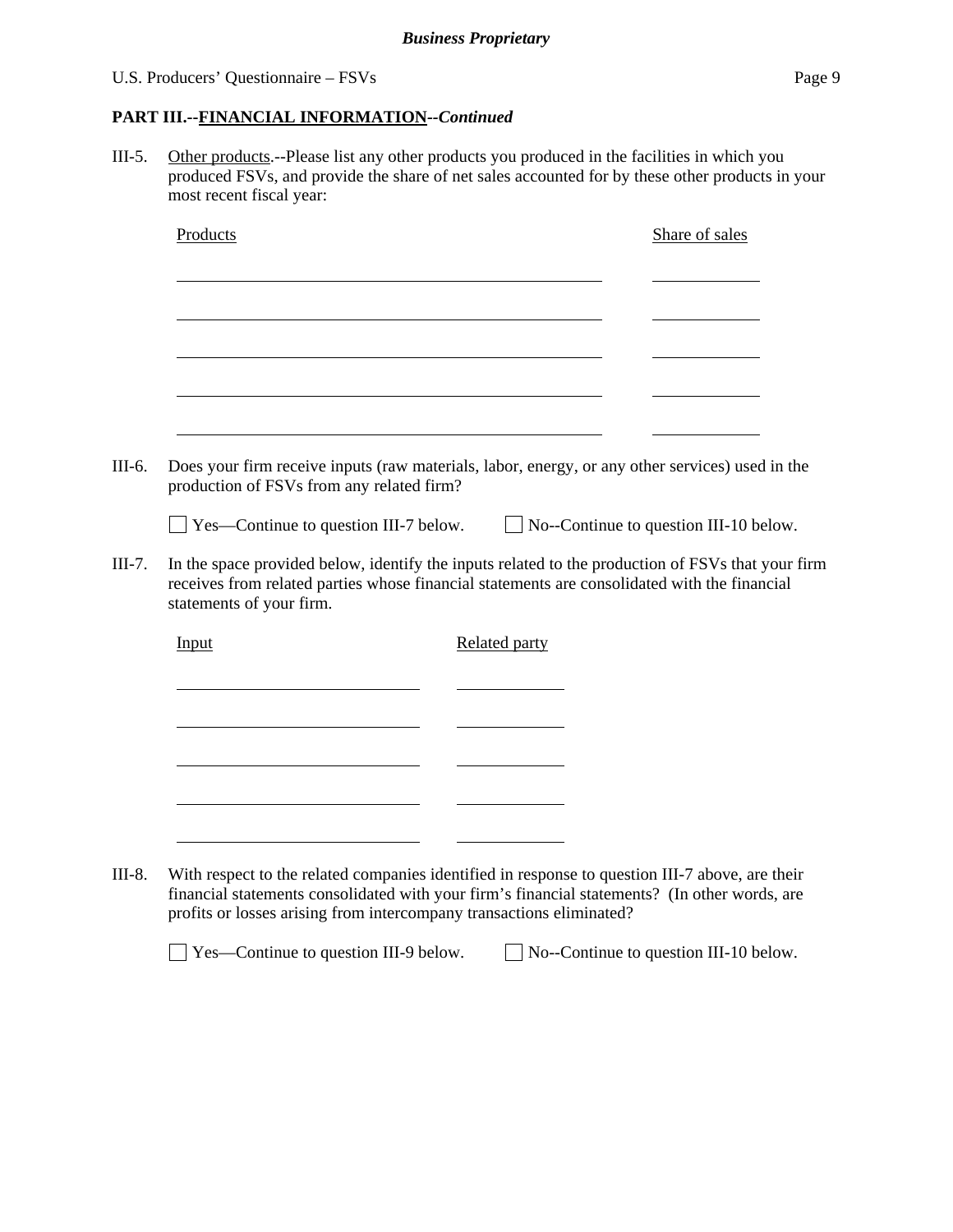**PART III.--FINANCIAL INFORMATION--*Continued***

III-5. Other products.--Please list any other products you produced in the facilities in which you produced FSVs, and provide the share of net sales accounted for by these other products in your most recent fiscal year:

| Products | Share of sales |
|---|---|
| | |
| | |
| | |
| | |
| | |

III-6. Does your firm receive inputs (raw materials, labor, energy, or any other services) used in the production of FSVs from any related firm?

☐ Yes—Continue to question III-7 below. ☐ No--Continue to question III-10 below.

III-7. In the space provided below, identify the inputs related to the production of FSVs that your firm receives from related parties whose financial statements are consolidated with the financial statements of your firm.

| Input | Related party |
|---|---|
| | |
| | |
| | |
| | |
| | |

III-8. With respect to the related companies identified in response to question III-7 above, are their financial statements consolidated with your firm's financial statements? (In other words, are profits or losses arising from intercompany transactions eliminated?

☐ Yes—Continue to question III-9 below. ☐ No--Continue to question III-10 below.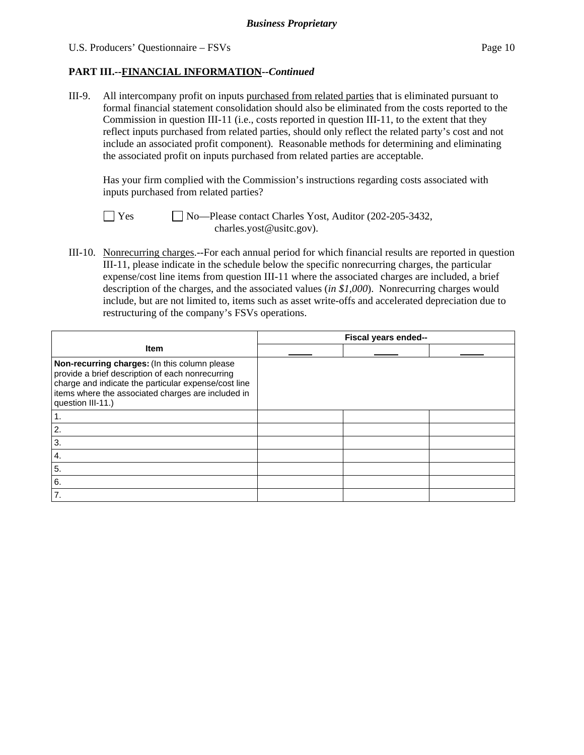**Business Proprietary**

## PART III.--FINANCIAL INFORMATION--*Continued*

III-9. All intercompany profit on inputs purchased from related parties that is eliminated pursuant to formal financial statement consolidation should also be eliminated from the costs reported to the Commission in question III-11 (i.e., costs reported in question III-11, to the extent that they reflect inputs purchased from related parties, should only reflect the related party's cost and not include an associated profit component). Reasonable methods for determining and eliminating the associated profit on inputs purchased from related parties are acceptable.

Has your firm complied with the Commission's instructions regarding costs associated with inputs purchased from related parties?

☐ Yes ☐ No—Please contact Charles Yost, Auditor (202-205-3432, charles.yost@usitc.gov).

III-10. Nonrecurring charges.--For each annual period for which financial results are reported in question III-11, please indicate in the schedule below the specific nonrecurring charges, the particular expense/cost line items from question III-11 where the associated charges are included, a brief description of the charges, and the associated values (*in $1,000*). Nonrecurring charges would include, but are not limited to, items such as asset write-offs and accelerated depreciation due to restructuring of the company's FSVs operations.

| Item | Fiscal years ended-- | | |
|---|---|---|---|
| | ____ | ____ | ____ |
| **Non-recurring charges:** (In this column please provide a brief description of each nonrecurring charge and indicate the particular expense/cost line items where the associated charges are included in question III-11.) | | | |
| 1. | | | |
| 2. | | | |
| 3. | | | |
| 4. | | | |
| 5. | | | |
| 6. | | | |
| 7. | | | |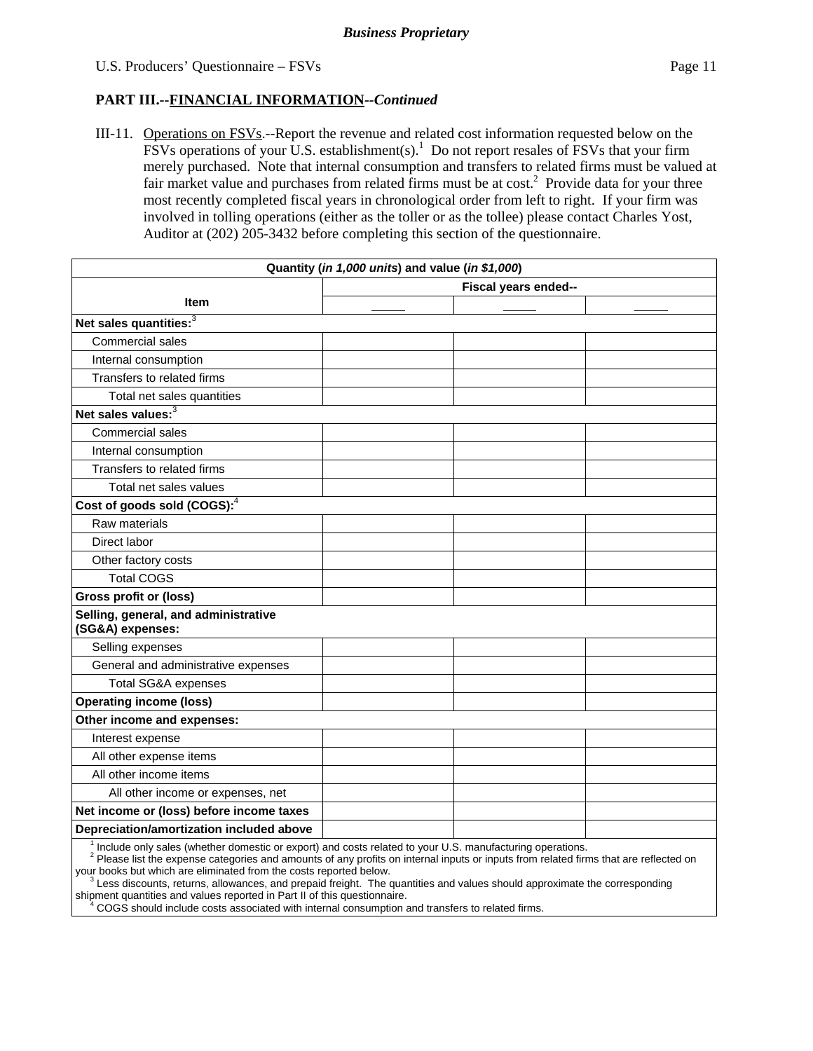**PART III.--FINANCIAL INFORMATION--*Continued***

III-11. Operations on FSVs.--Report the revenue and related cost information requested below on the FSVs operations of your U.S. establishment(s).[1] Do not report resales of FSVs that your firm merely purchased. Note that internal consumption and transfers to related firms must be valued at fair market value and purchases from related firms must be at cost.[2] Provide data for your three most recently completed fiscal years in chronological order from left to right. If your firm was involved in tolling operations (either as the toller or as the tollee) please contact Charles Yost, Auditor at (202) 205-3432 before completing this section of the questionnaire.

| Quantity (*in 1,000 units*) and value (*in $1,000*) | | | |
|---|---|---|---|
| **Item** | **Fiscal years ended--** | | |
| | _____ | _____ | _____ |
| **Net sales quantities:**[3] | | | |
| Commercial sales | | | |
| Internal consumption | | | |
| Transfers to related firms | | | |
| Total net sales quantities | | | |
| **Net sales values:**[3] | | | |
| Commercial sales | | | |
| Internal consumption | | | |
| Transfers to related firms | | | |
| Total net sales values | | | |
| **Cost of goods sold (COGS):**[4] | | | |
| Raw materials | | | |
| Direct labor | | | |
| Other factory costs | | | |
| Total COGS | | | |
| **Gross profit or (loss)** | | | |
| **Selling, general, and administrative (SG&A) expenses:** | | | |
| Selling expenses | | | |
| General and administrative expenses | | | |
| Total SG&A expenses | | | |
| **Operating income (loss)** | | | |
| **Other income and expenses:** | | | |
| Interest expense | | | |
| All other expense items | | | |
| All other income items | | | |
| All other income or expenses, net | | | |
| **Net income or (loss) before income taxes** | | | |
| **Depreciation/amortization included above** | | | |

[1] Include only sales (whether domestic or export) and costs related to your U.S. manufacturing operations.
[2] Please list the expense categories and amounts of any profits on internal inputs or inputs from related firms that are reflected on your books but which are eliminated from the costs reported below.
[3] Less discounts, returns, allowances, and prepaid freight. The quantities and values should approximate the corresponding shipment quantities and values reported in Part II of this questionnaire.
[4] COGS should include costs associated with internal consumption and transfers to related firms.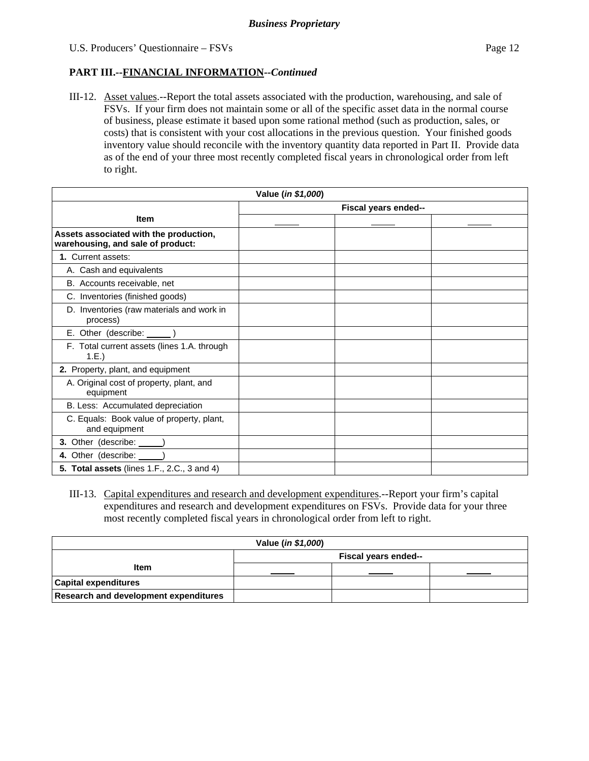**Business Proprietary**

**PART III.--FINANCIAL INFORMATION--*Continued***

III-12. Asset values.--Report the total assets associated with the production, warehousing, and sale of FSVs. If your firm does not maintain some or all of the specific asset data in the normal course of business, please estimate it based upon some rational method (such as production, sales, or costs) that is consistent with your cost allocations in the previous question. Your finished goods inventory value should reconcile with the inventory quantity data reported in Part II. Provide data as of the end of your three most recently completed fiscal years in chronological order from left to right.

| Value (*in $1,000*) | | | |
|---|---|---|---|
| **Item** | **Fiscal years ended--** | | |
| | _____ | _____ | _____ |
| **Assets associated with the production, warehousing, and sale of product:** | | | |
| **1.** Current assets: | | | |
| A. Cash and equivalents | | | |
| B. Accounts receivable, net | | | |
| C. Inventories (finished goods) | | | |
| D. Inventories (raw materials and work in process) | | | |
| E. Other (describe: _____ ) | | | |
| F. Total current assets (lines 1.A. through 1.E.) | | | |
| **2.** Property, plant, and equipment | | | |
| A. Original cost of property, plant, and equipment | | | |
| B. Less: Accumulated depreciation | | | |
| C. Equals: Book value of property, plant, and equipment | | | |
| **3.** Other (describe: _____) | | | |
| **4.** Other (describe: _____) | | | |
| **5. Total assets** (lines 1.F., 2.C., 3 and 4) | | | |

III-13. Capital expenditures and research and development expenditures.--Report your firm's capital expenditures and research and development expenditures on FSVs. Provide data for your three most recently completed fiscal years in chronological order from left to right.

| Value (*in $1,000*) | | | |
|---|---|---|---|
| **Item** | **Fiscal years ended--** | | |
| | _____ | _____ | _____ |
| **Capital expenditures** | | | |
| **Research and development expenditures** | | | |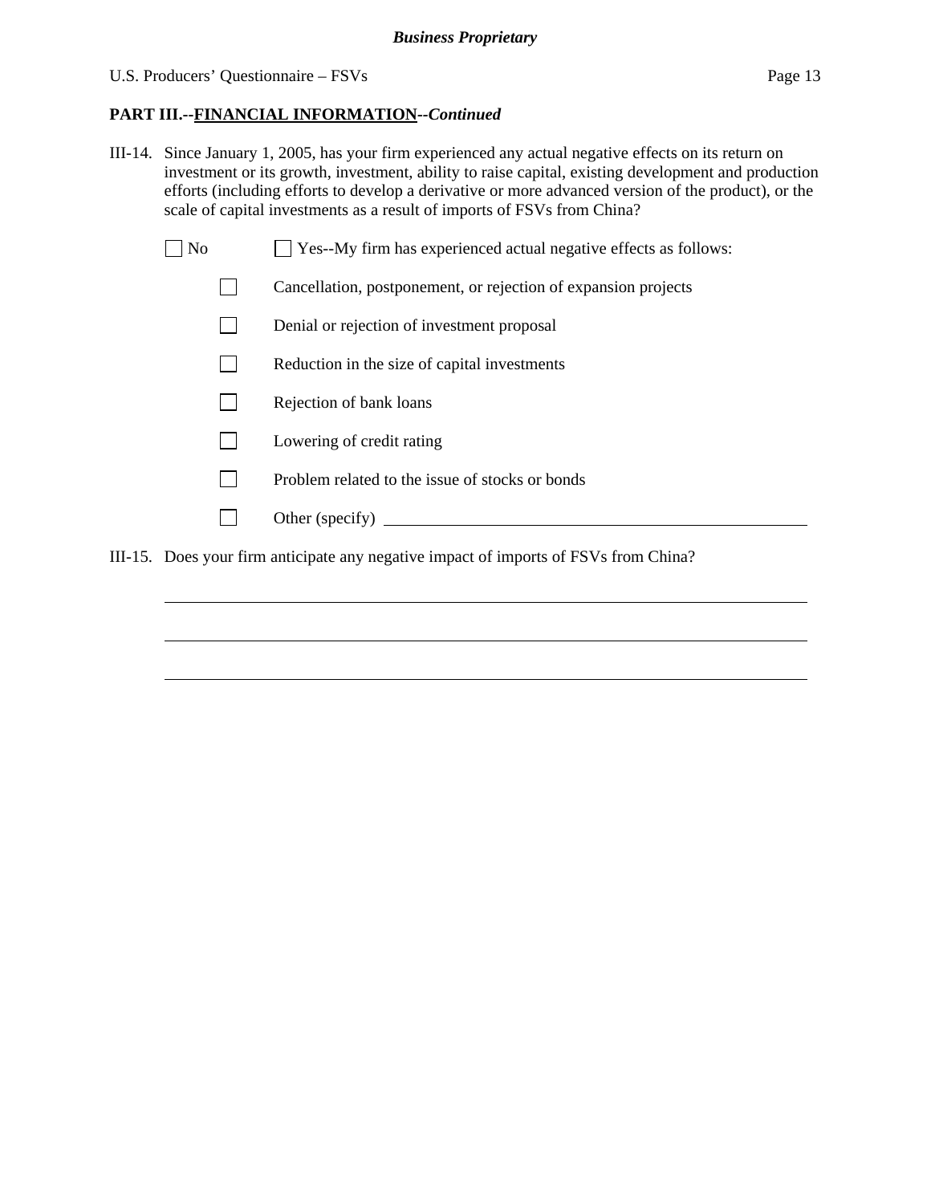**PART III.--FINANCIAL INFORMATION--*Continued***

III-14. Since January 1, 2005, has your firm experienced any actual negative effects on its return on investment or its growth, investment, ability to raise capital, existing development and production efforts (including efforts to develop a derivative or more advanced version of the product), or the scale of capital investments as a result of imports of FSVs from China?

☐ No ☐ Yes--My firm has experienced actual negative effects as follows:

- ☐ Cancellation, postponement, or rejection of expansion projects
- ☐ Denial or rejection of investment proposal
- ☐ Reduction in the size of capital investments
- ☐ Rejection of bank loans
- ☐ Lowering of credit rating
- ☐ Problem related to the issue of stocks or bonds
- ☐ Other (specify) ____________________________________________

III-15. Does your firm anticipate any negative impact of imports of FSVs from China?

____________________________________________________________

____________________________________________________________

____________________________________________________________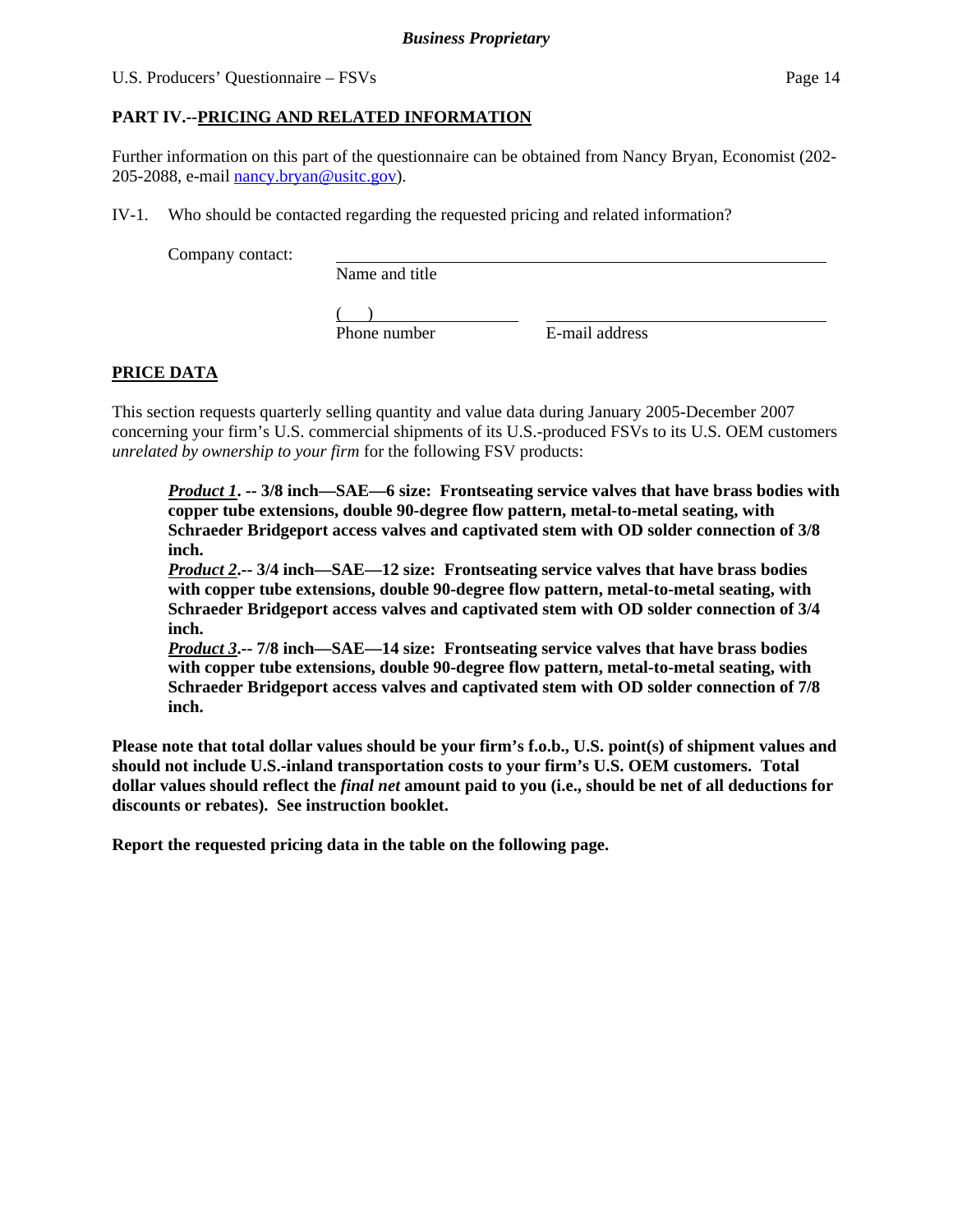## PART IV.--PRICING AND RELATED INFORMATION

Further information on this part of the questionnaire can be obtained from Nancy Bryan, Economist (202-205-2088, e-mail nancy.bryan@usitc.gov).

IV-1. Who should be contacted regarding the requested pricing and related information?

Company contact: ______________________________________________
Name and title

( ) ____________________ ______________________________
Phone number E-mail address

## PRICE DATA

This section requests quarterly selling quantity and value data during January 2005-December 2007 concerning your firm's U.S. commercial shipments of its U.S.-produced FSVs to its U.S. OEM customers *unrelated by ownership to your firm* for the following FSV products:

> ***Product 1*. -- 3/8 inch—SAE—6 size: Frontseating service valves that have brass bodies with copper tube extensions, double 90-degree flow pattern, metal-to-metal seating, with Schraeder Bridgeport access valves and captivated stem with OD solder connection of 3/8 inch.**
>
> ***Product 2*.-- 3/4 inch—SAE—12 size: Frontseating service valves that have brass bodies with copper tube extensions, double 90-degree flow pattern, metal-to-metal seating, with Schraeder Bridgeport access valves and captivated stem with OD solder connection of 3/4 inch.**
>
> ***Product 3*.-- 7/8 inch—SAE—14 size: Frontseating service valves that have brass bodies with copper tube extensions, double 90-degree flow pattern, metal-to-metal seating, with Schraeder Bridgeport access valves and captivated stem with OD solder connection of 7/8 inch.**

**Please note that total dollar values should be your firm's f.o.b., U.S. point(s) of shipment values and should not include U.S.-inland transportation costs to your firm's U.S. OEM customers. Total dollar values should reflect the *final net* amount paid to you (i.e., should be net of all deductions for discounts or rebates). See instruction booklet.**

**Report the requested pricing data in the table on the following page.**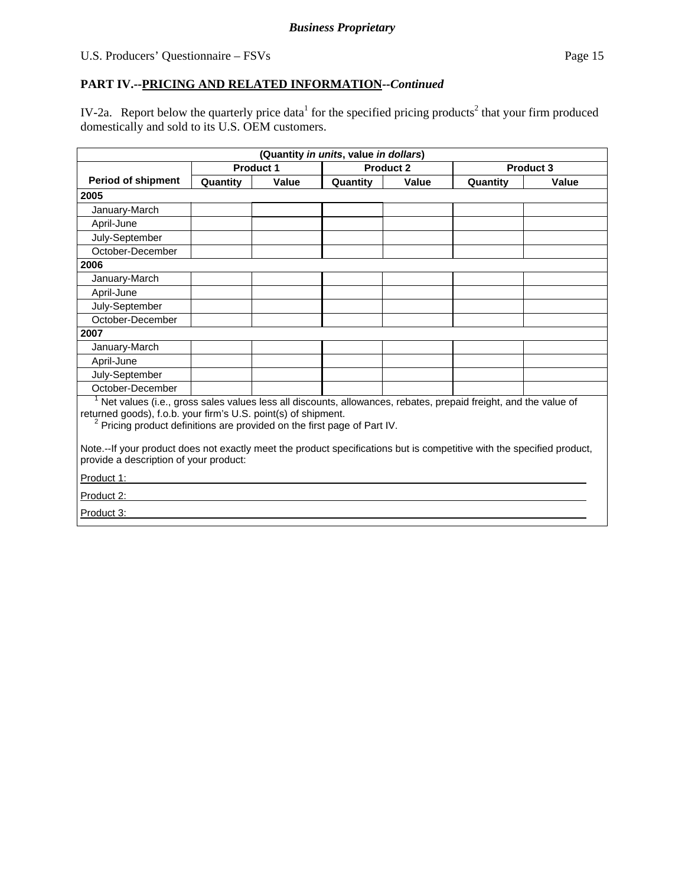**PART IV.--PRICING AND RELATED INFORMATION--*Continued***

IV-2a. Report below the quarterly price data[1] for the specified pricing products[2] that your firm produced domestically and sold to its U.S. OEM customers.

| (Quantity *in units*, value *in dollars*) | | | | | | |
|---|---|---|---|---|---|---|
| | Product 1 | | Product 2 | | Product 3 | |
| Period of shipment | Quantity | Value | Quantity | Value | Quantity | Value |
| **2005** | | | | | | |
| January-March | | | | | | |
| April-June | | | | | | |
| July-September | | | | | | |
| October-December | | | | | | |
| **2006** | | | | | | |
| January-March | | | | | | |
| April-June | | | | | | |
| July-September | | | | | | |
| October-December | | | | | | |
| **2007** | | | | | | |
| January-March | | | | | | |
| April-June | | | | | | |
| July-September | | | | | | |
| October-December | | | | | | |

[1] Net values (i.e., gross sales values less all discounts, allowances, rebates, prepaid freight, and the value of returned goods), f.o.b. your firm's U.S. point(s) of shipment.

[2] Pricing product definitions are provided on the first page of Part IV.

Note.--If your product does not exactly meet the product specifications but is competitive with the specified product, provide a description of your product:

Product 1: ______________________________

Product 2: ______________________________

Product 3: ______________________________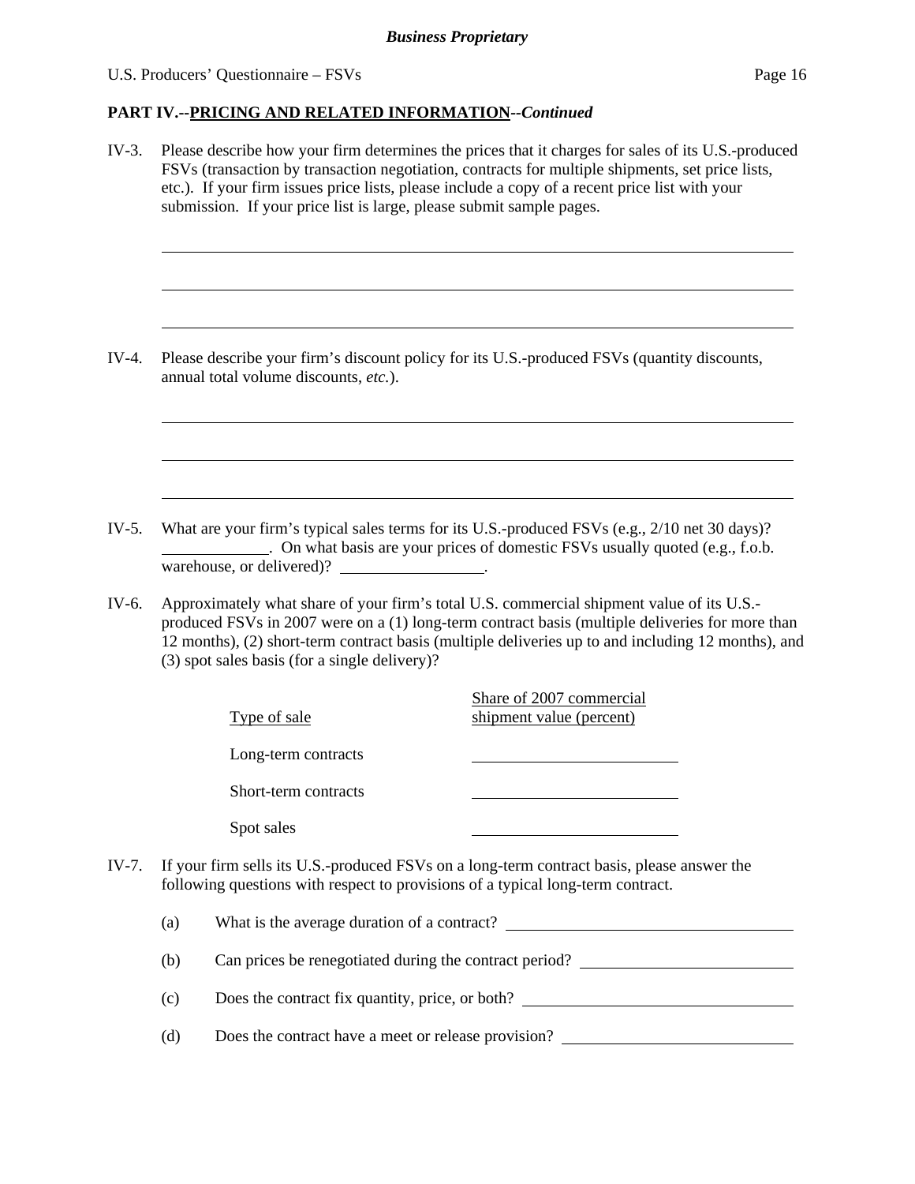## PART IV.--PRICING AND RELATED INFORMATION--*Continued*

IV-3. Please describe how your firm determines the prices that it charges for sales of its U.S.-produced FSVs (transaction by transaction negotiation, contracts for multiple shipments, set price lists, etc.). If your firm issues price lists, please include a copy of a recent price list with your submission. If your price list is large, please submit sample pages.

\_\_\_\_\_\_\_\_\_\_\_\_\_\_\_\_\_\_\_\_\_\_\_\_\_\_\_\_\_\_\_\_\_\_\_\_\_\_\_\_\_\_\_\_\_\_\_\_\_\_\_\_\_\_\_\_\_\_\_\_

\_\_\_\_\_\_\_\_\_\_\_\_\_\_\_\_\_\_\_\_\_\_\_\_\_\_\_\_\_\_\_\_\_\_\_\_\_\_\_\_\_\_\_\_\_\_\_\_\_\_\_\_\_\_\_\_\_\_\_\_

\_\_\_\_\_\_\_\_\_\_\_\_\_\_\_\_\_\_\_\_\_\_\_\_\_\_\_\_\_\_\_\_\_\_\_\_\_\_\_\_\_\_\_\_\_\_\_\_\_\_\_\_\_\_\_\_\_\_\_\_

IV-4. Please describe your firm's discount policy for its U.S.-produced FSVs (quantity discounts, annual total volume discounts, *etc.*).

\_\_\_\_\_\_\_\_\_\_\_\_\_\_\_\_\_\_\_\_\_\_\_\_\_\_\_\_\_\_\_\_\_\_\_\_\_\_\_\_\_\_\_\_\_\_\_\_\_\_\_\_\_\_\_\_\_\_\_\_

\_\_\_\_\_\_\_\_\_\_\_\_\_\_\_\_\_\_\_\_\_\_\_\_\_\_\_\_\_\_\_\_\_\_\_\_\_\_\_\_\_\_\_\_\_\_\_\_\_\_\_\_\_\_\_\_\_\_\_\_

\_\_\_\_\_\_\_\_\_\_\_\_\_\_\_\_\_\_\_\_\_\_\_\_\_\_\_\_\_\_\_\_\_\_\_\_\_\_\_\_\_\_\_\_\_\_\_\_\_\_\_\_\_\_\_\_\_\_\_\_

IV-5. What are your firm's typical sales terms for its U.S.-produced FSVs (e.g., 2/10 net 30 days)? \_\_\_\_\_\_\_\_\_\_\_\_. On what basis are your prices of domestic FSVs usually quoted (e.g., f.o.b. warehouse, or delivered)? \_\_\_\_\_\_\_\_\_\_\_\_\_\_\_\_.

IV-6. Approximately what share of your firm's total U.S. commercial shipment value of its U.S.-produced FSVs in 2007 were on a (1) long-term contract basis (multiple deliveries for more than 12 months), (2) short-term contract basis (multiple deliveries up to and including 12 months), and (3) spot sales basis (for a single delivery)?

| Type of sale | Share of 2007 commercial shipment value (percent) |
|---|---|
| Long-term contracts | |
| Short-term contracts | |
| Spot sales | |

IV-7. If your firm sells its U.S.-produced FSVs on a long-term contract basis, please answer the following questions with respect to provisions of a typical long-term contract.

(a) What is the average duration of a contract? \_\_\_\_\_\_\_\_\_\_\_\_\_\_\_\_\_\_\_\_\_\_\_\_

(b) Can prices be renegotiated during the contract period? \_\_\_\_\_\_\_\_\_\_\_\_\_\_\_\_\_\_

(c) Does the contract fix quantity, price, or both? \_\_\_\_\_\_\_\_\_\_\_\_\_\_\_\_\_\_\_\_\_\_

(d) Does the contract have a meet or release provision? \_\_\_\_\_\_\_\_\_\_\_\_\_\_\_\_\_\_\_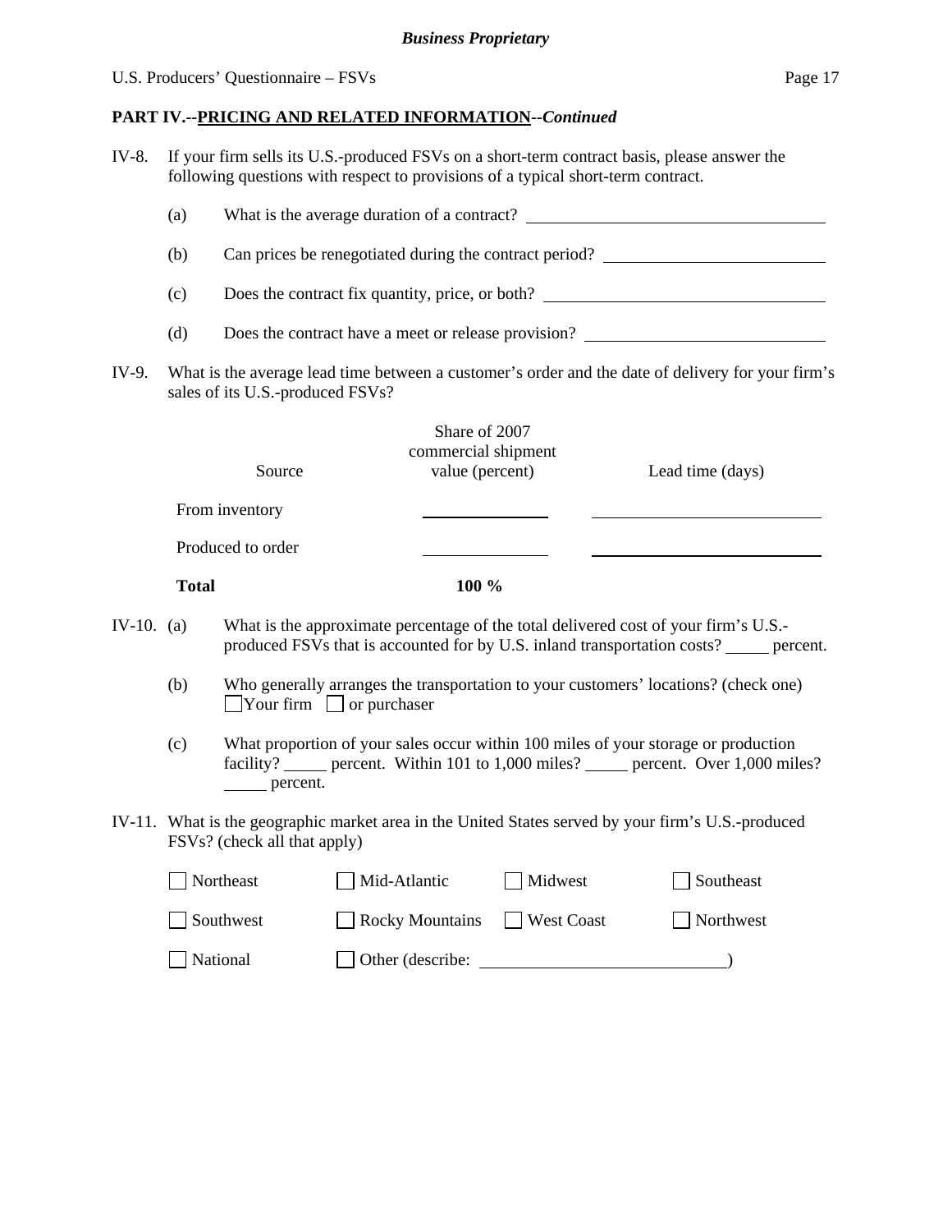**PART IV.--PRICING AND RELATED INFORMATION--*Continued***

IV-8. If your firm sells its U.S.-produced FSVs on a short-term contract basis, please answer the following questions with respect to provisions of a typical short-term contract.

(a) What is the average duration of a contract? ______________________

(b) Can prices be renegotiated during the contract period? ______________________

(c) Does the contract fix quantity, price, or both? ______________________

(d) Does the contract have a meet or release provision? ______________________

IV-9. What is the average lead time between a customer's order and the date of delivery for your firm's sales of its U.S.-produced FSVs?

| Source | Share of 2007 commercial shipment value (percent) | Lead time (days) |
|---|---|---|
| From inventory | ______ | ______ |
| Produced to order | ______ | ______ |
| **Total** | **100 %** | |

IV-10. (a) What is the approximate percentage of the total delivered cost of your firm's U.S.-produced FSVs that is accounted for by U.S. inland transportation costs? _____ percent.

(b) Who generally arranges the transportation to your customers' locations? (check one)
☐ Your firm ☐ or purchaser

(c) What proportion of your sales occur within 100 miles of your storage or production facility? _____ percent. Within 101 to 1,000 miles? _____ percent. Over 1,000 miles? _____ percent.

IV-11. What is the geographic market area in the United States served by your firm's U.S.-produced FSVs? (check all that apply)

☐ Northeast ☐ Mid-Atlantic ☐ Midwest ☐ Southeast

☐ Southwest ☐ Rocky Mountains ☐ West Coast ☐ Northwest

☐ National ☐ Other (describe: ______________________)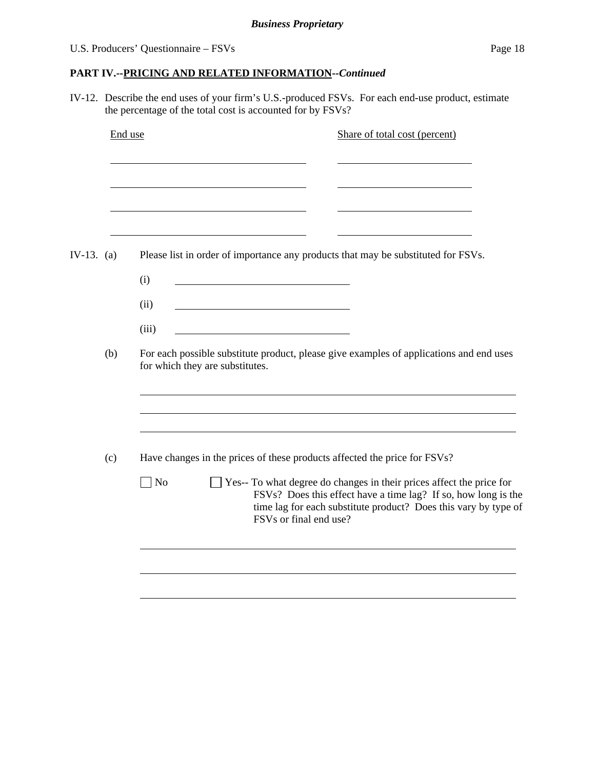## PART IV.--PRICING AND RELATED INFORMATION--*Continued*

IV-12. Describe the end uses of your firm's U.S.-produced FSVs. For each end-use product, estimate the percentage of the total cost is accounted for by FSVs?

| End use | Share of total cost (percent) |
|---|---|
| | |
| | |
| | |
| | |

IV-13. (a) Please list in order of importance any products that may be substituted for FSVs.

(i) ______________________

(ii) ______________________

(iii) ______________________

(b) For each possible substitute product, please give examples of applications and end uses for which they are substitutes.

______________________

______________________

______________________

(c) Have changes in the prices of these products affected the price for FSVs?

☐ No ☐ Yes-- To what degree do changes in their prices affect the price for FSVs? Does this effect have a time lag? If so, how long is the time lag for each substitute product? Does this vary by type of FSVs or final end use?

______________________

______________________

______________________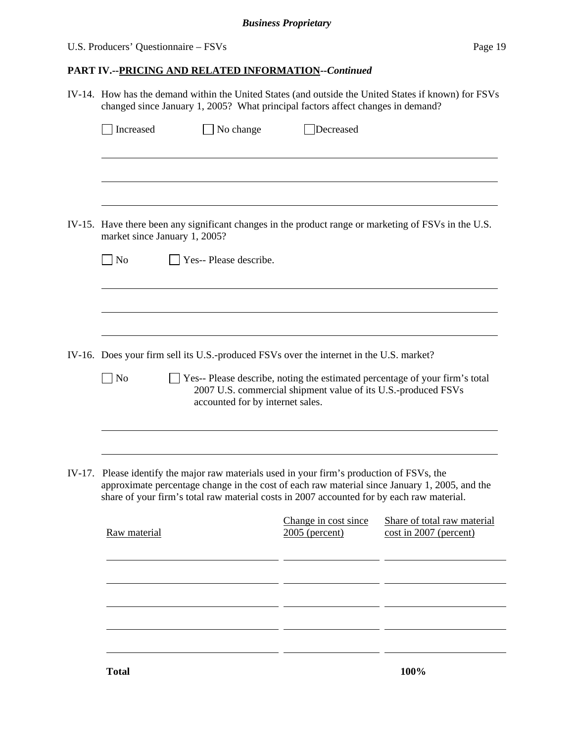## PART IV.--PRICING AND RELATED INFORMATION--*Continued*

IV-14. How has the demand within the United States (and outside the United States if known) for FSVs changed since January 1, 2005? What principal factors affect changes in demand?

☐ Increased ☐ No change ☐ Decreased

\_\_\_\_\_\_\_\_\_\_\_\_\_\_\_\_\_\_\_\_\_\_\_\_\_\_\_\_\_\_\_\_\_\_\_\_\_\_\_\_\_\_\_\_\_\_\_\_\_\_\_\_\_\_\_\_

\_\_\_\_\_\_\_\_\_\_\_\_\_\_\_\_\_\_\_\_\_\_\_\_\_\_\_\_\_\_\_\_\_\_\_\_\_\_\_\_\_\_\_\_\_\_\_\_\_\_\_\_\_\_\_\_

\_\_\_\_\_\_\_\_\_\_\_\_\_\_\_\_\_\_\_\_\_\_\_\_\_\_\_\_\_\_\_\_\_\_\_\_\_\_\_\_\_\_\_\_\_\_\_\_\_\_\_\_\_\_\_\_

IV-15. Have there been any significant changes in the product range or marketing of FSVs in the U.S. market since January 1, 2005?

☐ No ☐ Yes-- Please describe.

\_\_\_\_\_\_\_\_\_\_\_\_\_\_\_\_\_\_\_\_\_\_\_\_\_\_\_\_\_\_\_\_\_\_\_\_\_\_\_\_\_\_\_\_\_\_\_\_\_\_\_\_\_\_\_\_

\_\_\_\_\_\_\_\_\_\_\_\_\_\_\_\_\_\_\_\_\_\_\_\_\_\_\_\_\_\_\_\_\_\_\_\_\_\_\_\_\_\_\_\_\_\_\_\_\_\_\_\_\_\_\_\_

\_\_\_\_\_\_\_\_\_\_\_\_\_\_\_\_\_\_\_\_\_\_\_\_\_\_\_\_\_\_\_\_\_\_\_\_\_\_\_\_\_\_\_\_\_\_\_\_\_\_\_\_\_\_\_\_

IV-16. Does your firm sell its U.S.-produced FSVs over the internet in the U.S. market?

☐ No ☐ Yes-- Please describe, noting the estimated percentage of your firm's total 2007 U.S. commercial shipment value of its U.S.-produced FSVs accounted for by internet sales.

\_\_\_\_\_\_\_\_\_\_\_\_\_\_\_\_\_\_\_\_\_\_\_\_\_\_\_\_\_\_\_\_\_\_\_\_\_\_\_\_\_\_\_\_\_\_\_\_\_\_\_\_\_\_\_\_

\_\_\_\_\_\_\_\_\_\_\_\_\_\_\_\_\_\_\_\_\_\_\_\_\_\_\_\_\_\_\_\_\_\_\_\_\_\_\_\_\_\_\_\_\_\_\_\_\_\_\_\_\_\_\_\_

IV-17. Please identify the major raw materials used in your firm's production of FSVs, the approximate percentage change in the cost of each raw material since January 1, 2005, and the share of your firm's total raw material costs in 2007 accounted for by each raw material.

| Raw material | Change in cost since 2005 (percent) | Share of total raw material cost in 2007 (percent) |
|---|---|---|
| | | |
| | | |
| | | |
| | | |
| | | |
| **Total** | | **100%** |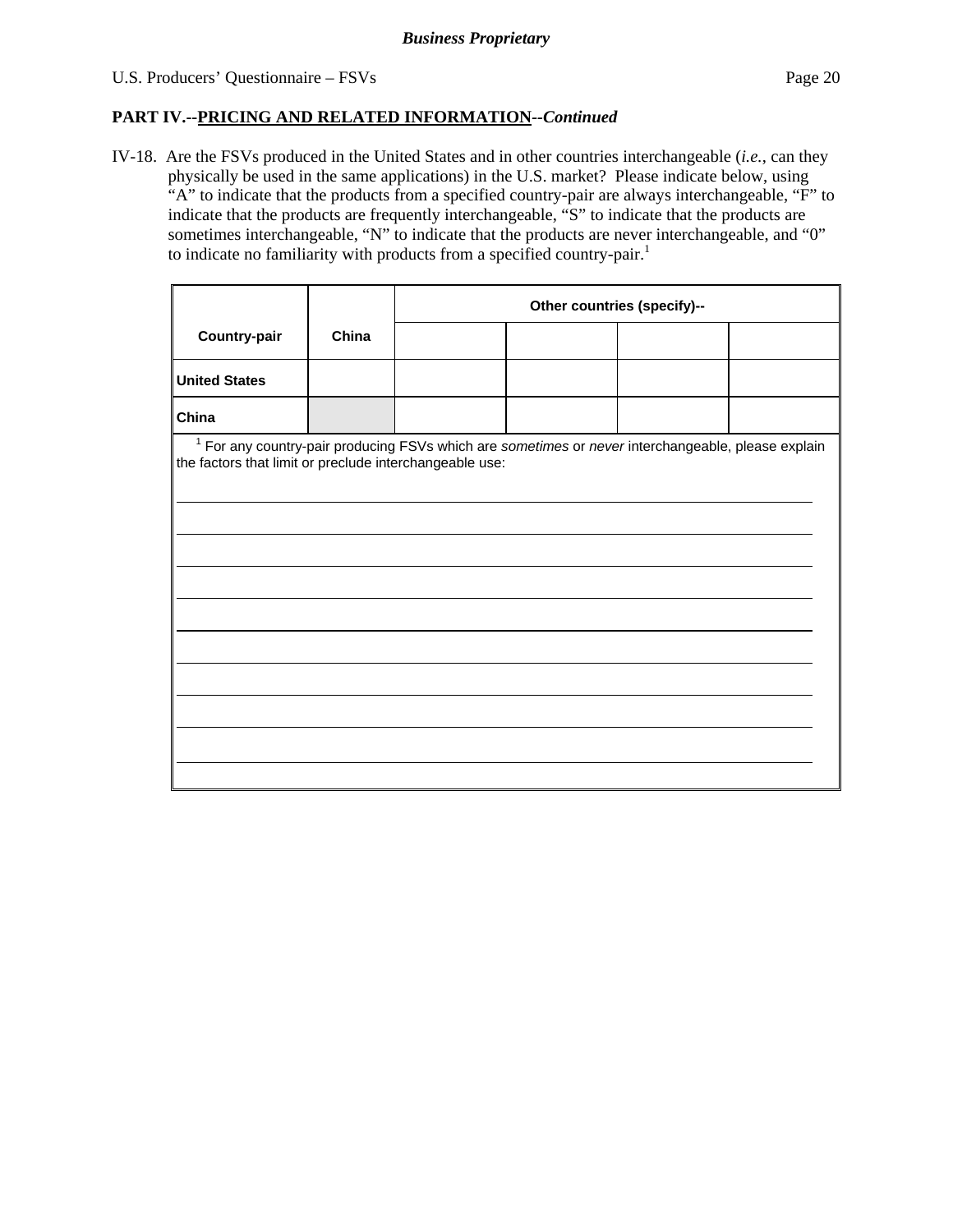**Business Proprietary**

U.S. Producers' Questionnaire – FSVs

**PART IV.--PRICING AND RELATED INFORMATION--*Continued***

IV-18. Are the FSVs produced in the United States and in other countries interchangeable (*i.e.*, can they physically be used in the same applications) in the U.S. market? Please indicate below, using "A" to indicate that the products from a specified country-pair are always interchangeable, "F" to indicate that the products are frequently interchangeable, "S" to indicate that the products are sometimes interchangeable, "N" to indicate that the products are never interchangeable, and "0" to indicate no familiarity with products from a specified country-pair.[1]

| Country-pair | China | Other countries (specify)-- | | | |
|---|---|---|---|---|---|
| | | | | | |
| United States | | | | | |
| China | | | | | |

[1] For any country-pair producing FSVs which are *sometimes* or *never* interchangeable, please explain the factors that limit or preclude interchangeable use:

______________________________________________________________________________

______________________________________________________________________________

______________________________________________________________________________

______________________________________________________________________________

______________________________________________________________________________

______________________________________________________________________________

______________________________________________________________________________

______________________________________________________________________________

______________________________________________________________________________

______________________________________________________________________________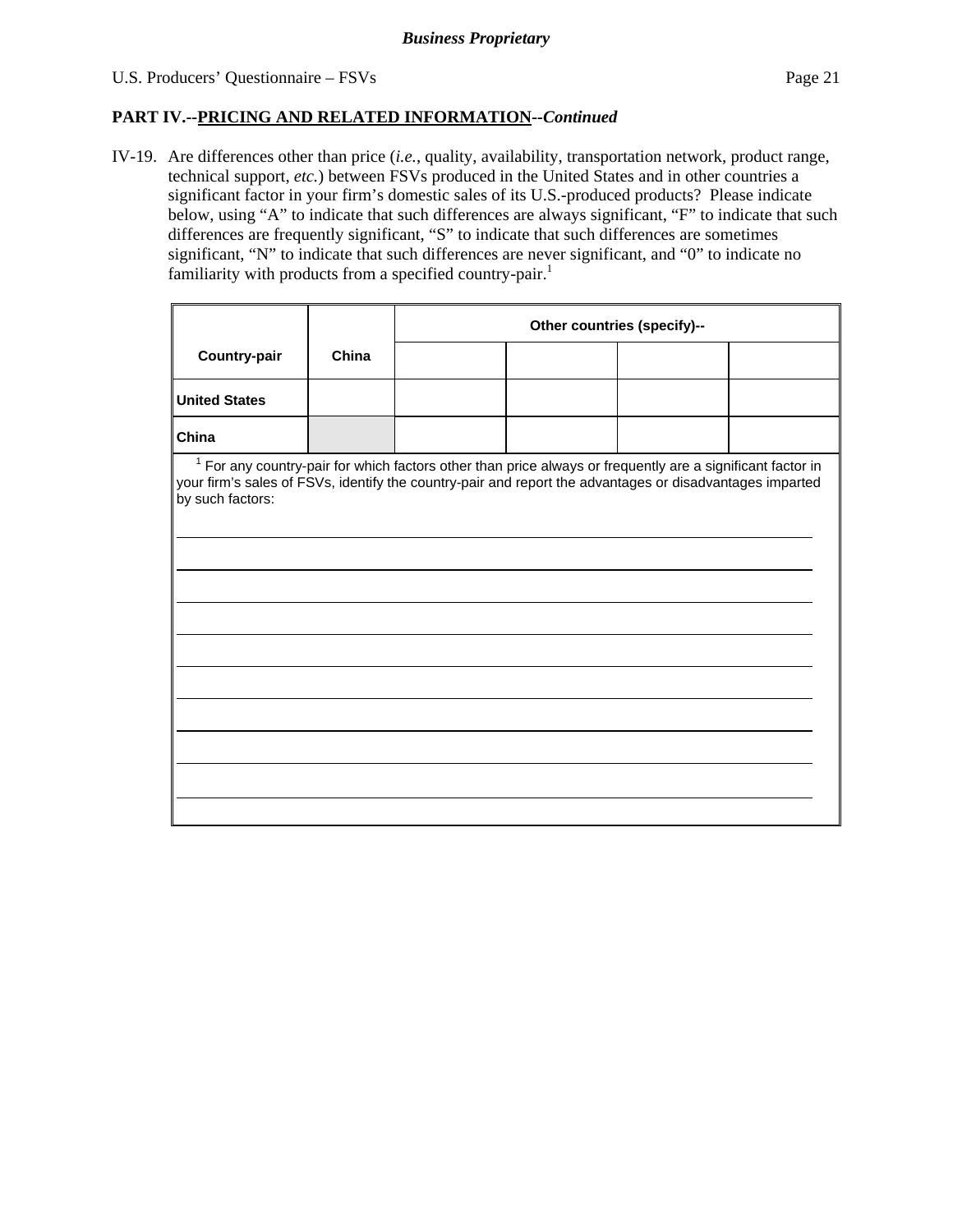*Business Proprietary*

U.S. Producers' Questionnaire – FSVs

## PART IV.--PRICING AND RELATED INFORMATION--*Continued*

IV-19. Are differences other than price (*i.e.*, quality, availability, transportation network, product range, technical support, *etc.*) between FSVs produced in the United States and in other countries a significant factor in your firm's domestic sales of its U.S.-produced products? Please indicate below, using "A" to indicate that such differences are always significant, "F" to indicate that such differences are frequently significant, "S" to indicate that such differences are sometimes significant, "N" to indicate that such differences are never significant, and "0" to indicate no familiarity with products from a specified country-pair.[1]

| Country-pair | China | Other countries (specify)-- | | | |
|---|---|---|---|---|---|
| | | | | | |
| United States | | | | | |
| China | | | | | |

[1] For any country-pair for which factors other than price always or frequently are a significant factor in your firm's sales of FSVs, identify the country-pair and report the advantages or disadvantages imparted by such factors:

______________________________________________________________________

______________________________________________________________________

______________________________________________________________________

______________________________________________________________________

______________________________________________________________________

______________________________________________________________________

______________________________________________________________________

______________________________________________________________________

______________________________________________________________________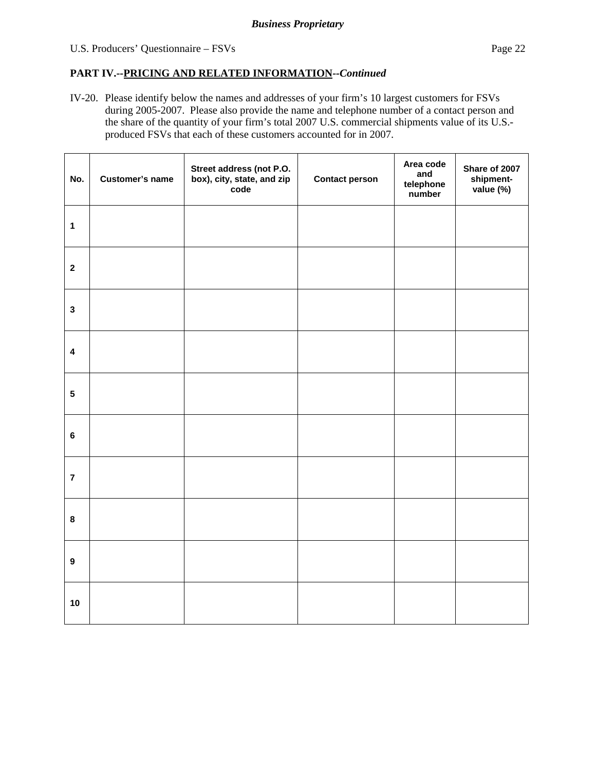**Business Proprietary**

**PART IV.--PRICING AND RELATED INFORMATION--*Continued***

IV-20. Please identify below the names and addresses of your firm's 10 largest customers for FSVs during 2005-2007. Please also provide the name and telephone number of a contact person and the share of the quantity of your firm's total 2007 U.S. commercial shipments value of its U.S.-produced FSVs that each of these customers accounted for in 2007.

| No. | Customer's name | Street address (not P.O. box), city, state, and zip code | Contact person | Area code and telephone number | Share of 2007 shipment-value (%) |
|---|---|---|---|---|---|
| 1 | | | | | |
| 2 | | | | | |
| 3 | | | | | |
| 4 | | | | | |
| 5 | | | | | |
| 6 | | | | | |
| 7 | | | | | |
| 8 | | | | | |
| 9 | | | | | |
| 10 | | | | | |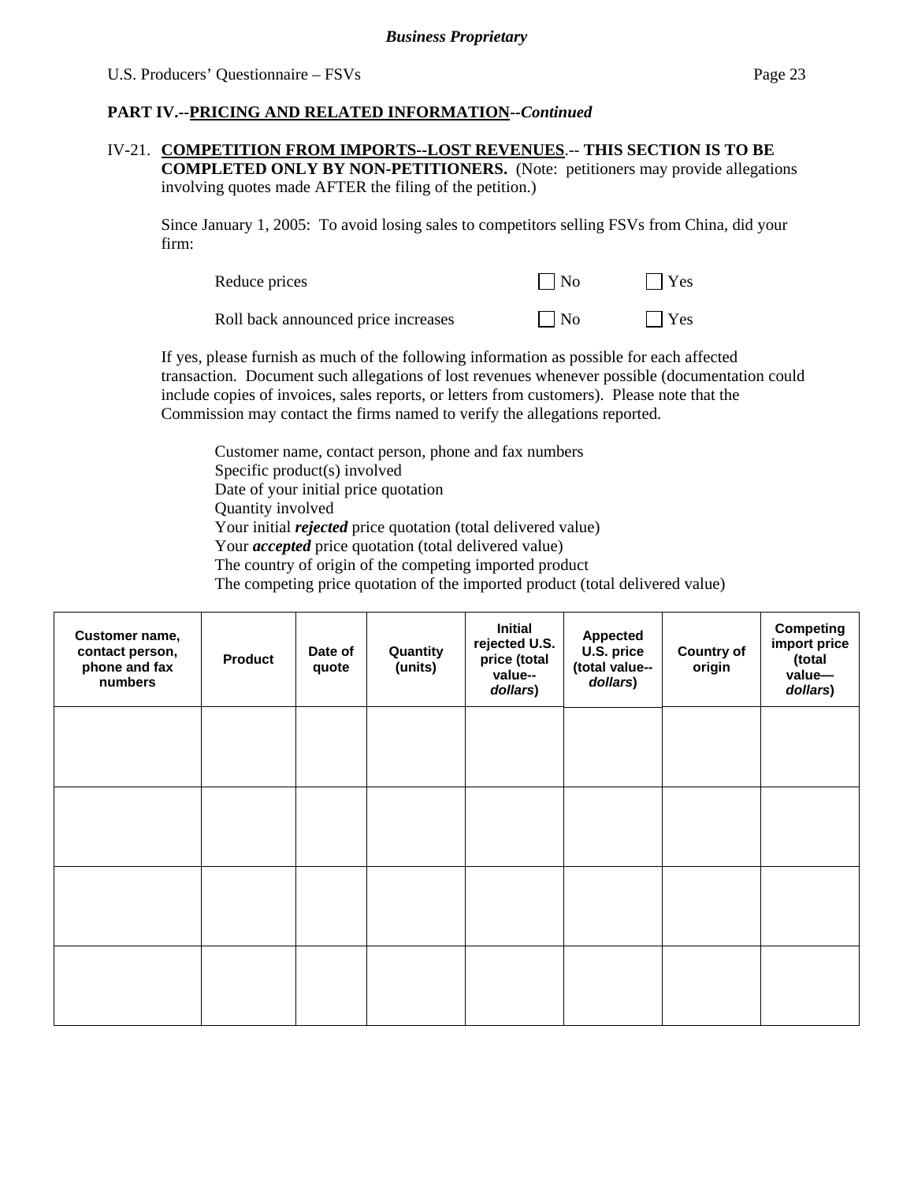**Business Proprietary**

**PART IV.--PRICING AND RELATED INFORMATION--*Continued***

IV-21. **COMPETITION FROM IMPORTS--LOST REVENUES.-- THIS SECTION IS TO BE COMPLETED ONLY BY NON-PETITIONERS.** (Note: petitioners may provide allegations involving quotes made AFTER the filing of the petition.)

Since January 1, 2005: To avoid losing sales to competitors selling FSVs from China, did your firm:

Reduce prices ☐ No ☐ Yes

Roll back announced price increases ☐ No ☐ Yes

If yes, please furnish as much of the following information as possible for each affected transaction. Document such allegations of lost revenues whenever possible (documentation could include copies of invoices, sales reports, or letters from customers). Please note that the Commission may contact the firms named to verify the allegations reported.

Customer name, contact person, phone and fax numbers
Specific product(s) involved
Date of your initial price quotation
Quantity involved
Your initial ***rejected*** price quotation (total delivered value)
Your ***accepted*** price quotation (total delivered value)
The country of origin of the competing imported product
The competing price quotation of the imported product (total delivered value)

| Customer name, contact person, phone and fax numbers | Product | Date of quote | Quantity (units) | Initial rejected U.S. price (total value-- *dollars*) | Appected U.S. price (total value-- *dollars*) | Country of origin | Competing import price (total value— *dollars*) |
|---|---|---|---|---|---|---|---|
| | | | | | | | |
| | | | | | | | |
| | | | | | | | |
| | | | | | | | |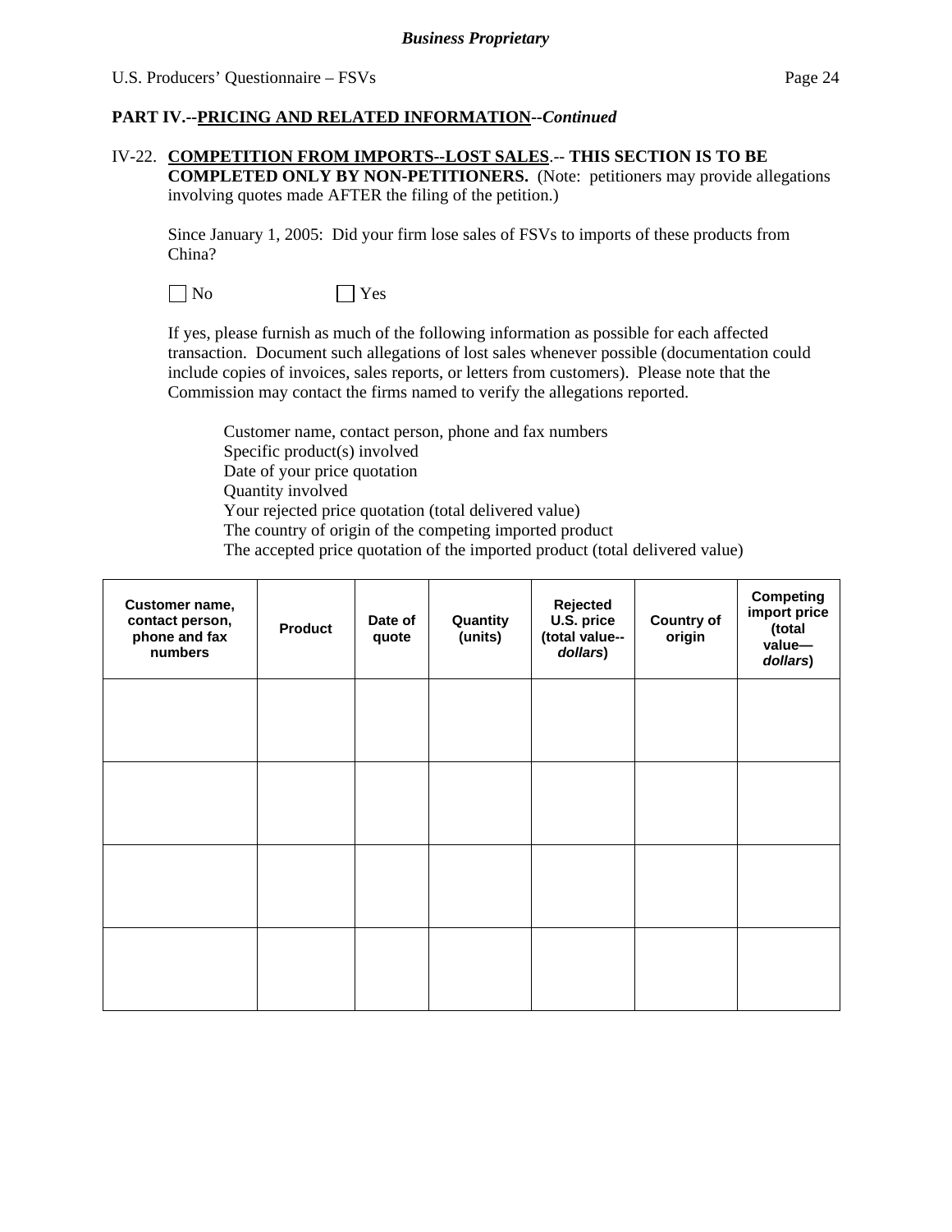**PART IV.--PRICING AND RELATED INFORMATION--*Continued***

IV-22. **COMPETITION FROM IMPORTS--LOST SALES**.-- **THIS SECTION IS TO BE COMPLETED ONLY BY NON-PETITIONERS.** (Note: petitioners may provide allegations involving quotes made AFTER the filing of the petition.)

Since January 1, 2005: Did your firm lose sales of FSVs to imports of these products from China?

☐ No ☐ Yes

If yes, please furnish as much of the following information as possible for each affected transaction. Document such allegations of lost sales whenever possible (documentation could include copies of invoices, sales reports, or letters from customers). Please note that the Commission may contact the firms named to verify the allegations reported.

Customer name, contact person, phone and fax numbers
Specific product(s) involved
Date of your price quotation
Quantity involved
Your rejected price quotation (total delivered value)
The country of origin of the competing imported product
The accepted price quotation of the imported product (total delivered value)

| Customer name, contact person, phone and fax numbers | Product | Date of quote | Quantity (units) | Rejected U.S. price (total value--*dollars*) | Country of origin | Competing import price (total value—*dollars*) |
|---|---|---|---|---|---|---|
| | | | | | | |
| | | | | | | |
| | | | | | | |
| | | | | | | |